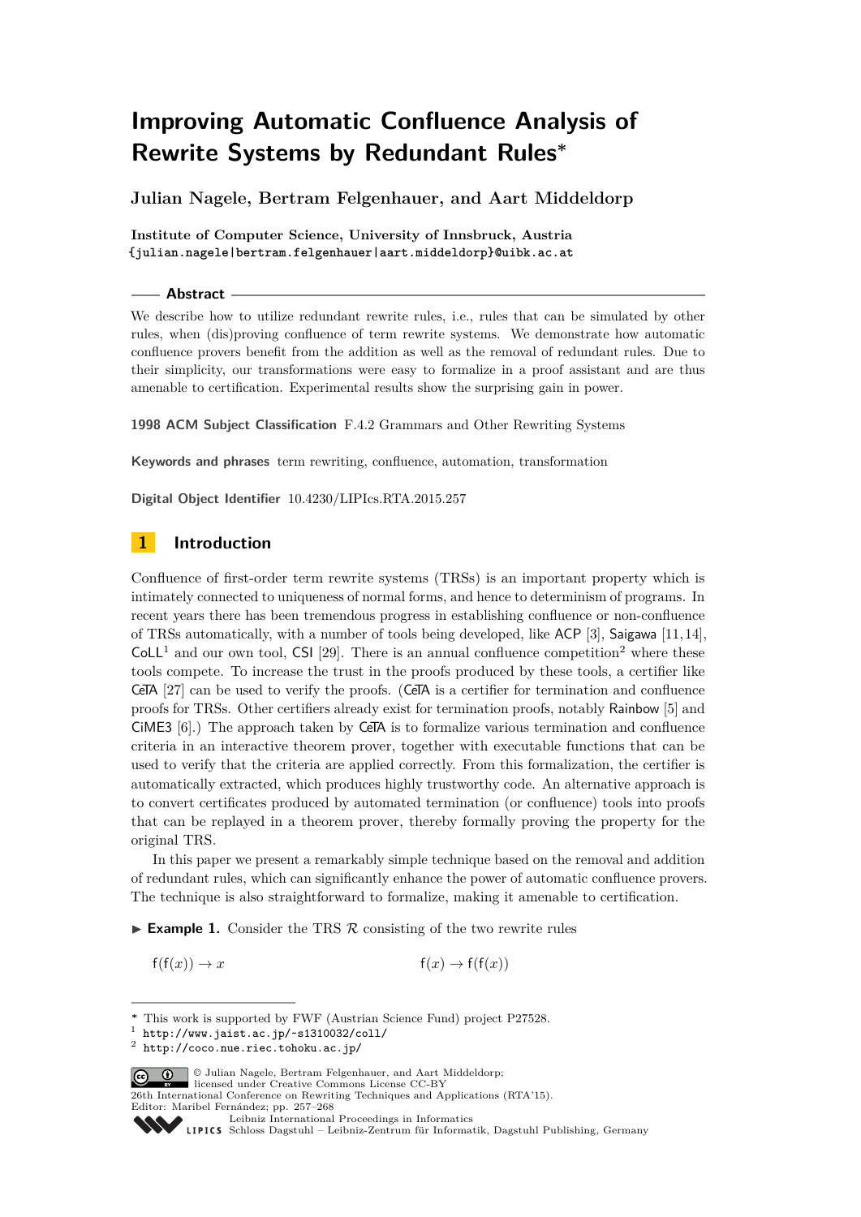# Improving Automatic Confluence Analysis of Rewrite Systems by Redundant Rules*

**Julian Nagele, Bertram Felgenhauer, and Aart Middeldorp**

**Institute of Computer Science, University of Innsbruck, Austria**
{julian.nagele|bertram.felgenhauer|aart.middeldorp}@uibk.ac.at

## Abstract

We describe how to utilize redundant rewrite rules, i.e., rules that can be simulated by other rules, when (dis)proving confluence of term rewrite systems. We demonstrate how automatic confluence provers benefit from the addition as well as the removal of redundant rules. Due to their simplicity, our transformations were easy to formalize in a proof assistant and are thus amenable to certification. Experimental results show the surprising gain in power.

**1998 ACM Subject Classification** F.4.2 Grammars and Other Rewriting Systems

**Keywords and phrases** term rewriting, confluence, automation, transformation

**Digital Object Identifier** 10.4230/LIPIcs.RTA.2015.257

## 1 Introduction

Confluence of first-order term rewrite systems (TRSs) is an important property which is intimately connected to uniqueness of normal forms, and hence to determinism of programs. In recent years there has been tremendous progress in establishing confluence or non-confluence of TRSs automatically, with a number of tools being developed, like ACP [3], Saigawa [11,14], CoLL[1] and our own tool, CSI [29]. There is an annual confluence competition[2] where these tools compete. To increase the trust in the proofs produced by these tools, a certifier like CeTA [27] can be used to verify the proofs. (CeTA is a certifier for termination and confluence proofs for TRSs. Other certifiers already exist for termination proofs, notably Rainbow [5] and CiME3 [6].) The approach taken by CeTA is to formalize various termination and confluence criteria in an interactive theorem prover, together with executable functions that can be used to verify that the criteria are applied correctly. From this formalization, the certifier is automatically extracted, which produces highly trustworthy code. An alternative approach is to convert certificates produced by automated termination (or confluence) tools into proofs that can be replayed in a theorem prover, thereby formally proving the property for the original TRS.

In this paper we present a remarkably simple technique based on the removal and addition of redundant rules, which can significantly enhance the power of automatic confluence provers. The technique is also straightforward to formalize, making it amenable to certification.

▶ **Example 1.** Consider the TRS $\mathcal{R}$ consisting of the two rewrite rules

$$\mathsf{f}(\mathsf{f}(x)) \to x \qquad\qquad \mathsf{f}(x) \to \mathsf{f}(\mathsf{f}(x))$$

---

* This work is supported by FWF (Austrian Science Fund) project P27528.
[1] http://www.jaist.ac.jp/~s1310032/coll/
[2] http://coco.nue.riec.tohoku.ac.jp/

© Julian Nagele, Bertram Felgenhauer, and Aart Middeldorp; licensed under Creative Commons License CC-BY
26th International Conference on Rewriting Techniques and Applications (RTA'15).
Editor: Maribel Fernández; pp. 257–268
Leibniz International Proceedings in Informatics
Schloss Dagstuhl – Leibniz-Zentrum für Informatik, Dagstuhl Publishing, Germany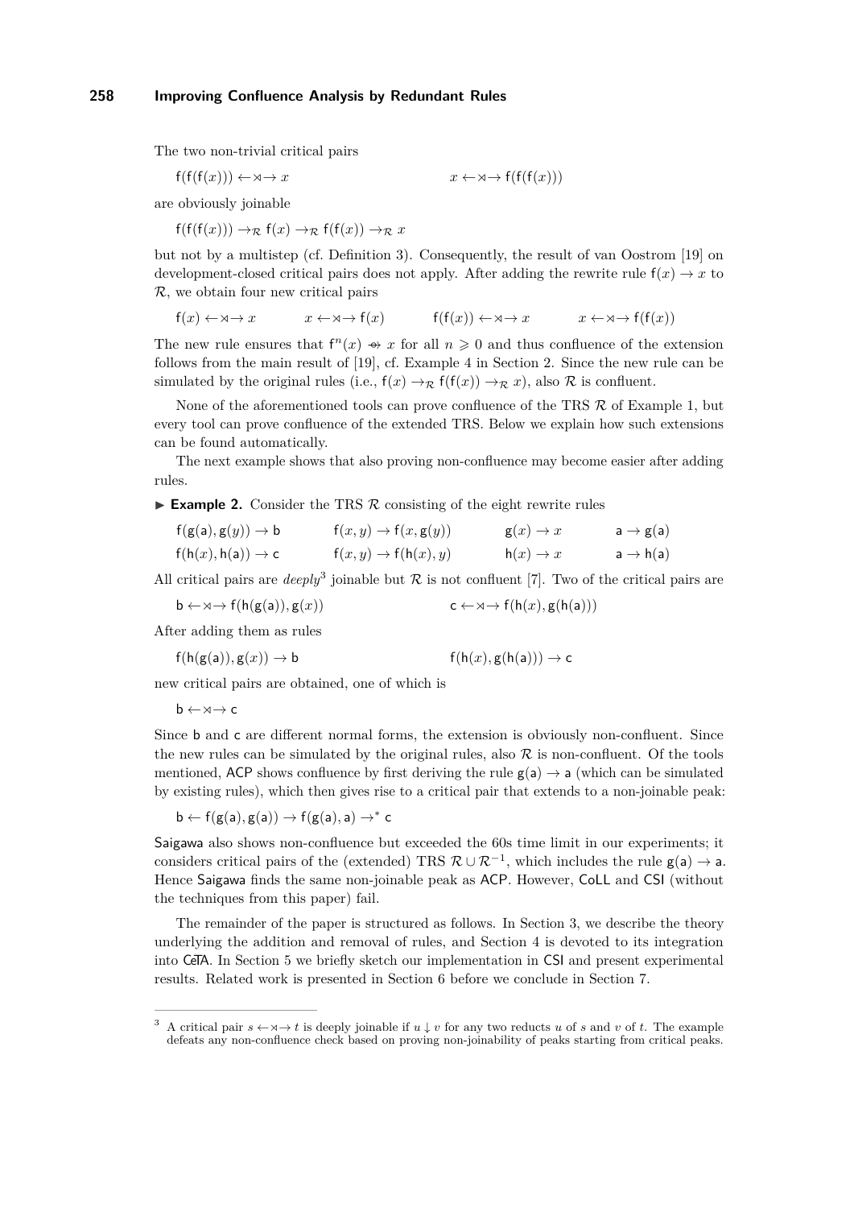The two non-trivial critical pairs

$$\mathsf{f}(\mathsf{f}(\mathsf{f}(x))) \leftarrow\rtimes\rightarrow x \qquad\qquad x \leftarrow\rtimes\rightarrow \mathsf{f}(\mathsf{f}(\mathsf{f}(x)))$$

are obviously joinable

$$\mathsf{f}(\mathsf{f}(\mathsf{f}(x))) \to_{\mathcal{R}} \mathsf{f}(x) \to_{\mathcal{R}} \mathsf{f}(\mathsf{f}(x)) \to_{\mathcal{R}} x$$

but not by a multistep (cf. Definition 3). Consequently, the result of van Oostrom [19] on development-closed critical pairs does not apply. After adding the rewrite rule $\mathsf{f}(x) \to x$ to $\mathcal{R}$, we obtain four new critical pairs

$$\mathsf{f}(x) \leftarrow\rtimes\rightarrow x \qquad x \leftarrow\rtimes\rightarrow \mathsf{f}(x) \qquad \mathsf{f}(\mathsf{f}(x)) \leftarrow\rtimes\rightarrow x \qquad x \leftarrow\rtimes\rightarrow \mathsf{f}(\mathsf{f}(x))$$

The new rule ensures that $\mathsf{f}^n(x) \twoheadrightarrow\!\!\!\!\!\!\!\!\;\;\; x$ for all $n \geqslant 0$ and thus confluence of the extension follows from the main result of [19], cf. Example 4 in Section 2. Since the new rule can be simulated by the original rules (i.e., $\mathsf{f}(x) \to_{\mathcal{R}} \mathsf{f}(\mathsf{f}(x)) \to_{\mathcal{R}} x$), also $\mathcal{R}$ is confluent.

None of the aforementioned tools can prove confluence of the TRS $\mathcal{R}$ of Example 1, but every tool can prove confluence of the extended TRS. Below we explain how such extensions can be found automatically.

The next example shows that also proving non-confluence may become easier after adding rules.

▶ **Example 2.** Consider the TRS $\mathcal{R}$ consisting of the eight rewrite rules

$$\begin{array}{llll}
\mathsf{f}(\mathsf{g}(\mathsf{a}),\mathsf{g}(y)) \to \mathsf{b} & \mathsf{f}(x,y) \to \mathsf{f}(x,\mathsf{g}(y)) & \mathsf{g}(x) \to x & \mathsf{a} \to \mathsf{g}(\mathsf{a}) \\
\mathsf{f}(\mathsf{h}(x),\mathsf{h}(\mathsf{a})) \to \mathsf{c} & \mathsf{f}(x,y) \to \mathsf{f}(\mathsf{h}(x),y) & \mathsf{h}(x) \to x & \mathsf{a} \to \mathsf{h}(\mathsf{a})
\end{array}$$

All critical pairs are *deeply*[3] joinable but $\mathcal{R}$ is not confluent [7]. Two of the critical pairs are

$$\mathsf{b} \leftarrow\rtimes\rightarrow \mathsf{f}(\mathsf{h}(\mathsf{g}(\mathsf{a})),\mathsf{g}(x)) \qquad\qquad \mathsf{c} \leftarrow\rtimes\rightarrow \mathsf{f}(\mathsf{h}(x),\mathsf{g}(\mathsf{h}(\mathsf{a})))$$

After adding them as rules

$$\mathsf{f}(\mathsf{h}(\mathsf{g}(\mathsf{a})),\mathsf{g}(x)) \to \mathsf{b} \qquad\qquad \mathsf{f}(\mathsf{h}(x),\mathsf{g}(\mathsf{h}(\mathsf{a}))) \to \mathsf{c}$$

new critical pairs are obtained, one of which is

$$\mathsf{b} \leftarrow\rtimes\rightarrow \mathsf{c}$$

Since $\mathsf{b}$ and $\mathsf{c}$ are different normal forms, the extension is obviously non-confluent. Since the new rules can be simulated by the original rules, also $\mathcal{R}$ is non-confluent. Of the tools mentioned, ACP shows confluence by first deriving the rule $\mathsf{g}(\mathsf{a}) \to \mathsf{a}$ (which can be simulated by existing rules), which then gives rise to a critical pair that extends to a non-joinable peak:

$$\mathsf{b} \leftarrow \mathsf{f}(\mathsf{g}(\mathsf{a}),\mathsf{g}(\mathsf{a})) \to \mathsf{f}(\mathsf{g}(\mathsf{a}),\mathsf{a}) \to^* \mathsf{c}$$

Saigawa also shows non-confluence but exceeded the 60s time limit in our experiments; it considers critical pairs of the (extended) TRS $\mathcal{R} \cup \mathcal{R}^{-1}$, which includes the rule $\mathsf{g}(\mathsf{a}) \to \mathsf{a}$. Hence Saigawa finds the same non-joinable peak as ACP. However, CoLL and CSI (without the techniques from this paper) fail.

The remainder of the paper is structured as follows. In Section 3, we describe the theory underlying the addition and removal of rules, and Section 4 is devoted to its integration into CeTA. In Section 5 we briefly sketch our implementation in CSI and present experimental results. Related work is presented in Section 6 before we conclude in Section 7.

---

[3] A critical pair $s \leftarrow\rtimes\rightarrow t$ is deeply joinable if $u \downarrow v$ for any two reducts $u$ of $s$ and $v$ of $t$. The example defeats any non-confluence check based on proving non-joinability of peaks starting from critical peaks.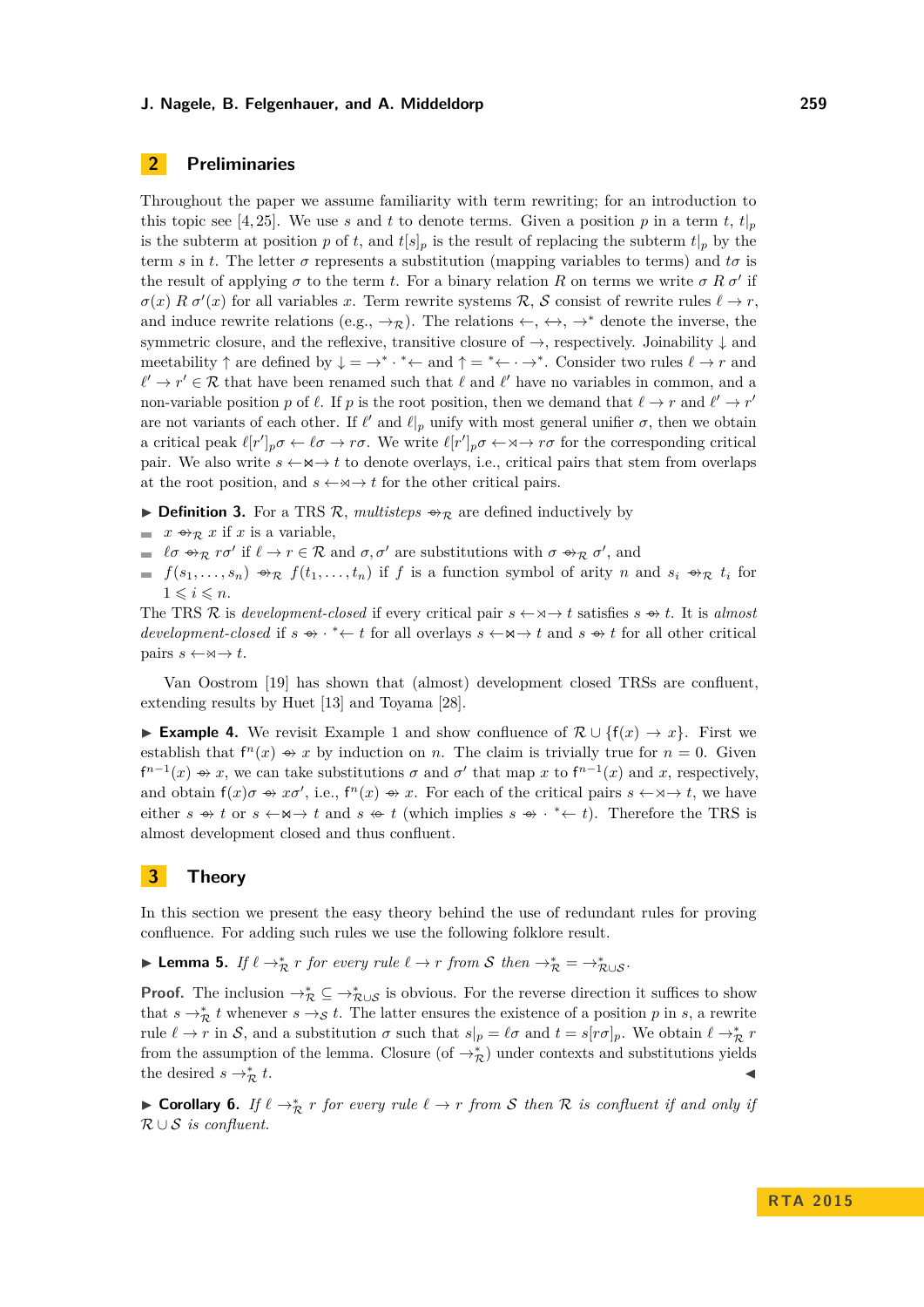## 2 Preliminaries

Throughout the paper we assume familiarity with term rewriting; for an introduction to this topic see [4, 25]. We use $s$ and $t$ to denote terms. Given a position $p$ in a term $t$, $t|_p$ is the subterm at position $p$ of $t$, and $t[s]_p$ is the result of replacing the subterm $t|_p$ by the term $s$ in $t$. The letter $\sigma$ represents a substitution (mapping variables to terms) and $t\sigma$ is the result of applying $\sigma$ to the term $t$. For a binary relation $R$ on terms we write $\sigma \; R \; \sigma'$ if $\sigma(x) \; R \; \sigma'(x)$ for all variables $x$. Term rewrite systems $\mathcal{R}$, $\mathcal{S}$ consist of rewrite rules $\ell \to r$, and induce rewrite relations (e.g., $\to_{\mathcal{R}}$). The relations $\leftarrow$, $\leftrightarrow$, $\to^*$ denote the inverse, the symmetric closure, and the reflexive, transitive closure of $\to$, respectively. Joinability $\downarrow$ and meetability $\uparrow$ are defined by $\downarrow = \to^* \cdot {}^*\!\leftarrow$ and $\uparrow = {}^*\!\leftarrow \cdot \to^*$. Consider two rules $\ell \to r$ and $\ell' \to r' \in \mathcal{R}$ that have been renamed such that $\ell$ and $\ell'$ have no variables in common, and a non-variable position $p$ of $\ell$. If $p$ is the root position, then we demand that $\ell \to r$ and $\ell' \to r'$ are not variants of each other. If $\ell'$ and $\ell|_p$ unify with most general unifier $\sigma$, then we obtain a critical peak $\ell[r']_p\sigma \leftarrow \ell\sigma \to r\sigma$. We write $\ell[r']_p\sigma \leftarrow\!\rtimes\!\to r\sigma$ for the corresponding critical pair. We also write $s \leftarrow\!\bowtie\!\to t$ to denote overlays, i.e., critical pairs that stem from overlaps at the root position, and $s \leftarrow\!\rtimes\!\to t$ for the other critical pairs.

▶ **Definition 3.** For a TRS $\mathcal{R}$, *multisteps* $\mathrel{+\!\!\!\!\to}_{\mathcal{R}}$ are defined inductively by

- $x \mathrel{+\!\!\!\!\to}_{\mathcal{R}} x$ if $x$ is a variable,
- $\ell\sigma \mathrel{+\!\!\!\!\to}_{\mathcal{R}} r\sigma'$ if $\ell \to r \in \mathcal{R}$ and $\sigma, \sigma'$ are substitutions with $\sigma \mathrel{+\!\!\!\!\to}_{\mathcal{R}} \sigma'$, and
- $f(s_1, \ldots, s_n) \mathrel{+\!\!\!\!\to}_{\mathcal{R}} f(t_1, \ldots, t_n)$ if $f$ is a function symbol of arity $n$ and $s_i \mathrel{+\!\!\!\!\to}_{\mathcal{R}} t_i$ for $1 \leqslant i \leqslant n$.

The TRS $\mathcal{R}$ is *development-closed* if every critical pair $s \leftarrow\!\rtimes\!\to t$ satisfies $s \mathrel{+\!\!\!\!\to} t$. It is *almost development-closed* if $s \mathrel{+\!\!\!\!\to} \cdot {}^*\!\leftarrow t$ for all overlays $s \leftarrow\!\bowtie\!\to t$ and $s \mathrel{+\!\!\!\!\to} t$ for all other critical pairs $s \leftarrow\!\rtimes\!\to t$.

Van Oostrom [19] has shown that (almost) development closed TRSs are confluent, extending results by Huet [13] and Toyama [28].

▶ **Example 4.** We revisit Example 1 and show confluence of $\mathcal{R} \cup \{\mathsf{f}(x) \to x\}$. First we establish that $\mathsf{f}^n(x) \mathrel{+\!\!\!\!\to} x$ by induction on $n$. The claim is trivially true for $n = 0$. Given $\mathsf{f}^{n-1}(x) \mathrel{+\!\!\!\!\to} x$, we can take substitutions $\sigma$ and $\sigma'$ that map $x$ to $\mathsf{f}^{n-1}(x)$ and $x$, respectively, and obtain $\mathsf{f}(x)\sigma \mathrel{+\!\!\!\!\to} x\sigma'$, i.e., $\mathsf{f}^n(x) \mathrel{+\!\!\!\!\to} x$. For each of the critical pairs $s \leftarrow\!\rtimes\!\to t$, we have either $s \mathrel{+\!\!\!\!\to} t$ or $s \leftarrow\!\bowtie\!\to t$ and $s \mathrel{\leftarrow\!\!\!\!+} t$ (which implies $s \mathrel{+\!\!\!\!\to} \cdot {}^*\!\leftarrow t$). Therefore the TRS is almost development closed and thus confluent.

## 3 Theory

In this section we present the easy theory behind the use of redundant rules for proving confluence. For adding such rules we use the following folklore result.

▶ **Lemma 5.** *If $\ell \to_{\mathcal{R}}^* r$ for every rule $\ell \to r$ from $\mathcal{S}$ then $\to_{\mathcal{R}}^* = \to_{\mathcal{R} \cup \mathcal{S}}^*$.*

**Proof.** The inclusion $\to_{\mathcal{R}}^* \subseteq \to_{\mathcal{R} \cup \mathcal{S}}^*$ is obvious. For the reverse direction it suffices to show that $s \to_{\mathcal{R}}^* t$ whenever $s \to_{\mathcal{S}} t$. The latter ensures the existence of a position $p$ in $s$, a rewrite rule $\ell \to r$ in $\mathcal{S}$, and a substitution $\sigma$ such that $s|_p = \ell\sigma$ and $t = s[r\sigma]_p$. We obtain $\ell \to_{\mathcal{R}}^* r$ from the assumption of the lemma. Closure (of $\to_{\mathcal{R}}^*$) under contexts and substitutions yields the desired $s \to_{\mathcal{R}}^* t$. ◀

▶ **Corollary 6.** *If $\ell \to_{\mathcal{R}}^* r$ for every rule $\ell \to r$ from $\mathcal{S}$ then $\mathcal{R}$ is confluent if and only if $\mathcal{R} \cup \mathcal{S}$ is confluent.*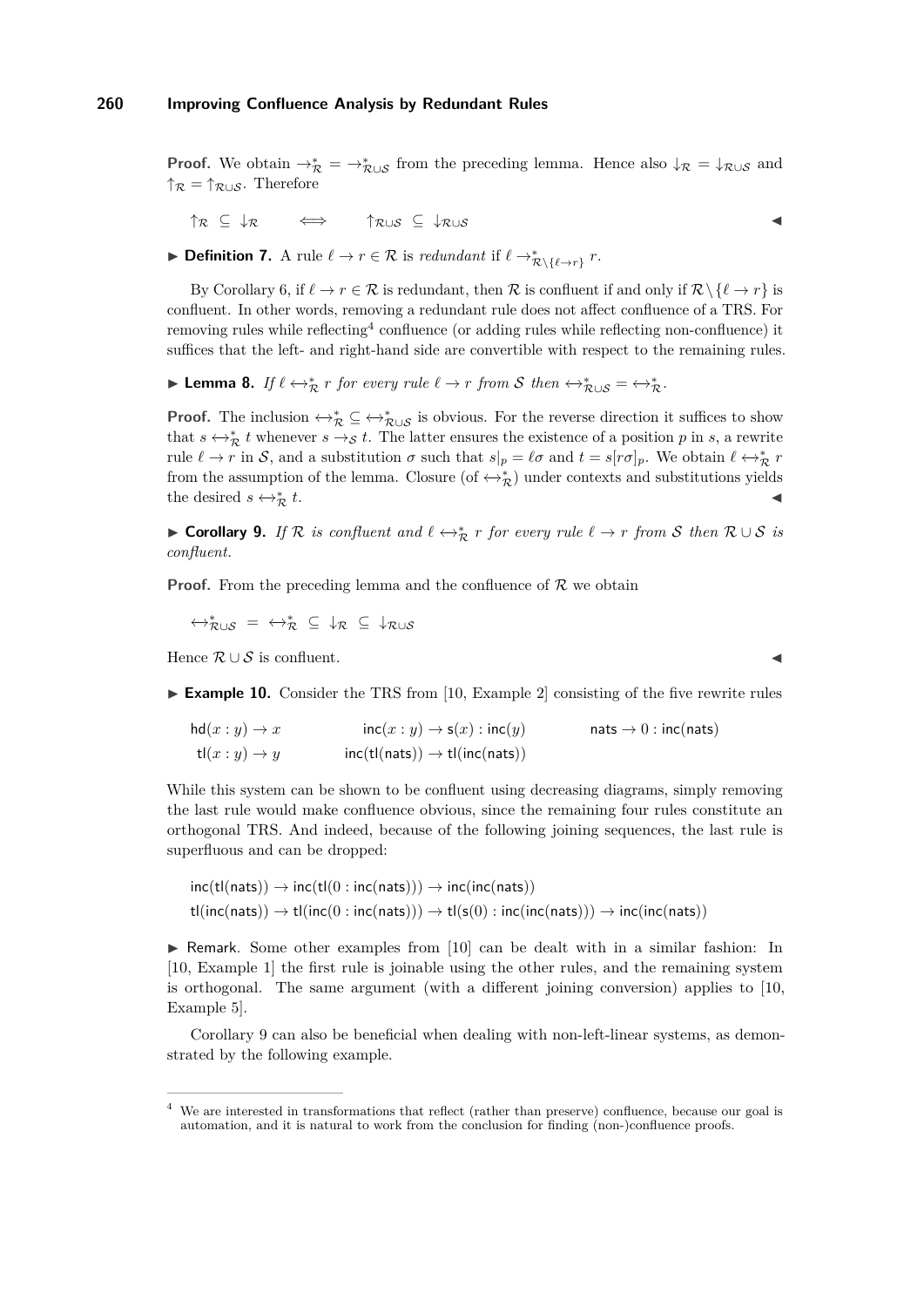**Proof.** We obtain $\to_{\mathcal{R}}^* = \to_{\mathcal{R}\cup\mathcal{S}}^*$ from the preceding lemma. Hence also $\downarrow_{\mathcal{R}} = \downarrow_{\mathcal{R}\cup\mathcal{S}}$ and $\uparrow_{\mathcal{R}} = \uparrow_{\mathcal{R}\cup\mathcal{S}}$. Therefore

$$\uparrow_{\mathcal{R}} \subseteq \downarrow_{\mathcal{R}} \qquad \Longleftrightarrow \qquad \uparrow_{\mathcal{R}\cup\mathcal{S}} \subseteq \downarrow_{\mathcal{R}\cup\mathcal{S}}$$

◀

▶ **Definition 7.** A rule $\ell \to r \in \mathcal{R}$ is *redundant* if $\ell \to_{\mathcal{R}\setminus\{\ell\to r\}}^* r$.

By Corollary 6, if $\ell \to r \in \mathcal{R}$ is redundant, then $\mathcal{R}$ is confluent if and only if $\mathcal{R} \setminus \{\ell \to r\}$ is confluent. In other words, removing a redundant rule does not affect confluence of a TRS. For removing rules while reflecting[4] confluence (or adding rules while reflecting non-confluence) it suffices that the left- and right-hand side are convertible with respect to the remaining rules.

▶ **Lemma 8.** *If $\ell \leftrightarrow_{\mathcal{R}}^* r$ for every rule $\ell \to r$ from $\mathcal{S}$ then $\leftrightarrow_{\mathcal{R}\cup\mathcal{S}}^* = \leftrightarrow_{\mathcal{R}}^*$.*

**Proof.** The inclusion $\leftrightarrow_{\mathcal{R}}^* \subseteq \leftrightarrow_{\mathcal{R}\cup\mathcal{S}}^*$ is obvious. For the reverse direction it suffices to show that $s \leftrightarrow_{\mathcal{R}}^* t$ whenever $s \to_{\mathcal{S}} t$. The latter ensures the existence of a position $p$ in $s$, a rewrite rule $\ell \to r$ in $\mathcal{S}$, and a substitution $\sigma$ such that $s|_p = \ell\sigma$ and $t = s[r\sigma]_p$. We obtain $\ell \leftrightarrow_{\mathcal{R}}^* r$ from the assumption of the lemma. Closure (of $\leftrightarrow_{\mathcal{R}}^*$) under contexts and substitutions yields the desired $s \leftrightarrow_{\mathcal{R}}^* t$. ◀

▶ **Corollary 9.** *If $\mathcal{R}$ is confluent and $\ell \leftrightarrow_{\mathcal{R}}^* r$ for every rule $\ell \to r$ from $\mathcal{S}$ then $\mathcal{R} \cup \mathcal{S}$ is confluent.*

**Proof.** From the preceding lemma and the confluence of $\mathcal{R}$ we obtain

$$\leftrightarrow_{\mathcal{R}\cup\mathcal{S}}^* \;=\; \leftrightarrow_{\mathcal{R}}^* \;\subseteq\; \downarrow_{\mathcal{R}} \;\subseteq\; \downarrow_{\mathcal{R}\cup\mathcal{S}}$$

Hence $\mathcal{R} \cup \mathcal{S}$ is confluent. ◀

▶ **Example 10.** Consider the TRS from [10, Example 2] consisting of the five rewrite rules

$$\begin{array}{lll}
\mathsf{hd}(x : y) \to x & \mathsf{inc}(x : y) \to \mathsf{s}(x) : \mathsf{inc}(y) & \mathsf{nats} \to 0 : \mathsf{inc}(\mathsf{nats}) \\
\mathsf{tl}(x : y) \to y & \mathsf{inc}(\mathsf{tl}(\mathsf{nats})) \to \mathsf{tl}(\mathsf{inc}(\mathsf{nats})) &
\end{array}$$

While this system can be shown to be confluent using decreasing diagrams, simply removing the last rule would make confluence obvious, since the remaining four rules constitute an orthogonal TRS. And indeed, because of the following joining sequences, the last rule is superfluous and can be dropped:

$$\mathsf{inc}(\mathsf{tl}(\mathsf{nats})) \to \mathsf{inc}(\mathsf{tl}(0 : \mathsf{inc}(\mathsf{nats}))) \to \mathsf{inc}(\mathsf{inc}(\mathsf{nats}))$$
$$\mathsf{tl}(\mathsf{inc}(\mathsf{nats})) \to \mathsf{tl}(\mathsf{inc}(0 : \mathsf{inc}(\mathsf{nats}))) \to \mathsf{tl}(\mathsf{s}(0) : \mathsf{inc}(\mathsf{inc}(\mathsf{nats}))) \to \mathsf{inc}(\mathsf{inc}(\mathsf{nats}))$$

▶ Remark. Some other examples from [10] can be dealt with in a similar fashion: In [10, Example 1] the first rule is joinable using the other rules, and the remaining system is orthogonal. The same argument (with a different joining conversion) applies to [10, Example 5].

Corollary 9 can also be beneficial when dealing with non-left-linear systems, as demonstrated by the following example.

---

[4] We are interested in transformations that reflect (rather than preserve) confluence, because our goal is automation, and it is natural to work from the conclusion for finding (non-)confluence proofs.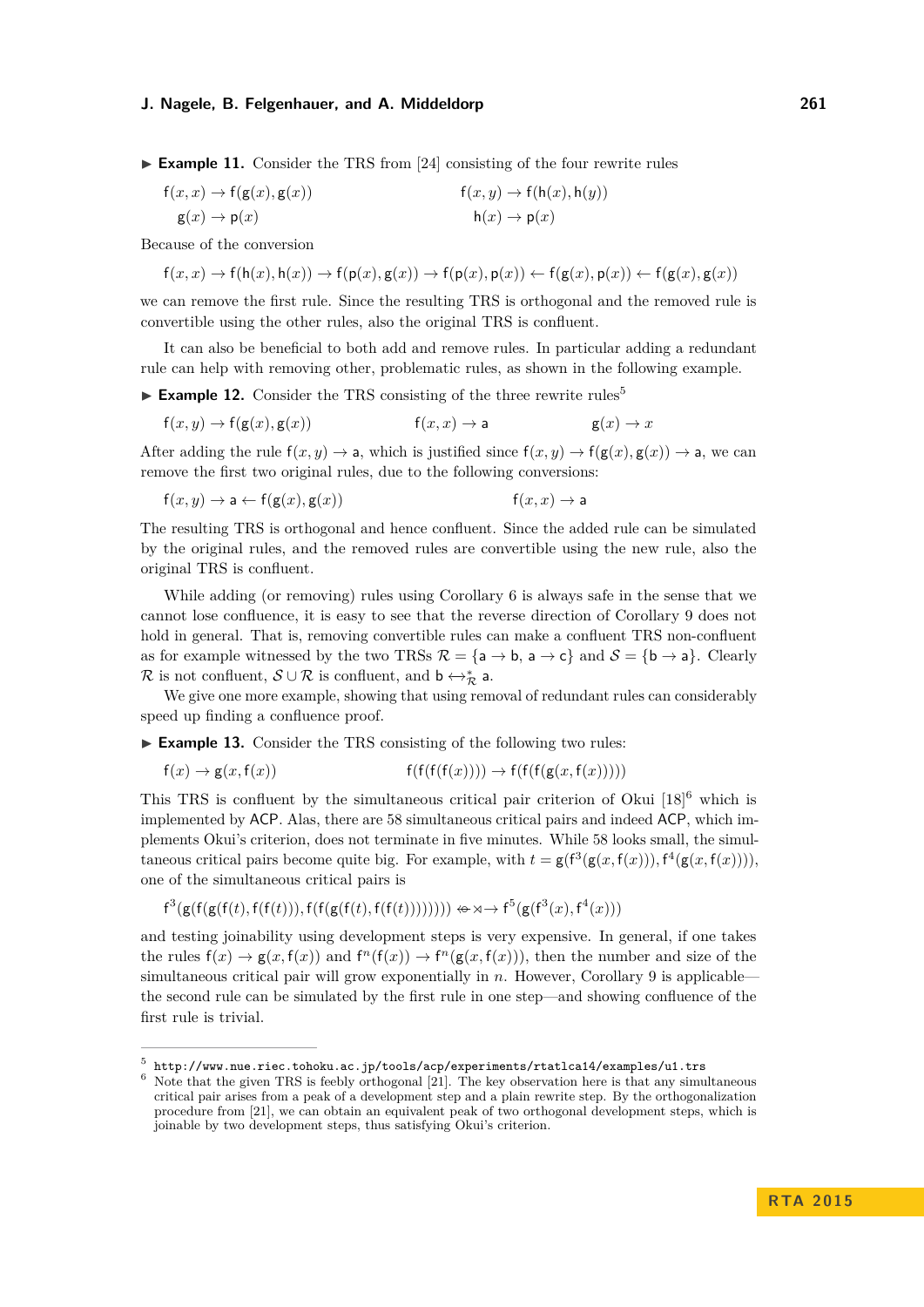▶ **Example 11.** Consider the TRS from [24] consisting of the four rewrite rules

$$\mathsf{f}(x,x) \to \mathsf{f}(\mathsf{g}(x),\mathsf{g}(x)) \qquad \mathsf{f}(x,y) \to \mathsf{f}(\mathsf{h}(x),\mathsf{h}(y))$$
$$\mathsf{g}(x) \to \mathsf{p}(x) \qquad \mathsf{h}(x) \to \mathsf{p}(x)$$

Because of the conversion

$$\mathsf{f}(x,x) \to \mathsf{f}(\mathsf{h}(x),\mathsf{h}(x)) \to \mathsf{f}(\mathsf{p}(x),\mathsf{g}(x)) \to \mathsf{f}(\mathsf{p}(x),\mathsf{p}(x)) \leftarrow \mathsf{f}(\mathsf{g}(x),\mathsf{p}(x)) \leftarrow \mathsf{f}(\mathsf{g}(x),\mathsf{g}(x))$$

we can remove the first rule. Since the resulting TRS is orthogonal and the removed rule is convertible using the other rules, also the original TRS is confluent.

It can also be beneficial to both add and remove rules. In particular adding a redundant rule can help with removing other, problematic rules, as shown in the following example.

▶ **Example 12.** Consider the TRS consisting of the three rewrite rules[5]

$$\mathsf{f}(x,y) \to \mathsf{f}(\mathsf{g}(x),\mathsf{g}(x)) \qquad \mathsf{f}(x,x) \to \mathsf{a} \qquad \mathsf{g}(x) \to x$$

After adding the rule $\mathsf{f}(x,y) \to \mathsf{a}$, which is justified since $\mathsf{f}(x,y) \to \mathsf{f}(\mathsf{g}(x),\mathsf{g}(x)) \to \mathsf{a}$, we can remove the first two original rules, due to the following conversions:

$$\mathsf{f}(x,y) \to \mathsf{a} \leftarrow \mathsf{f}(\mathsf{g}(x),\mathsf{g}(x)) \qquad \mathsf{f}(x,x) \to \mathsf{a}$$

The resulting TRS is orthogonal and hence confluent. Since the added rule can be simulated by the original rules, and the removed rules are convertible using the new rule, also the original TRS is confluent.

While adding (or removing) rules using Corollary 6 is always safe in the sense that we cannot lose confluence, it is easy to see that the reverse direction of Corollary 9 does not hold in general. That is, removing convertible rules can make a confluent TRS non-confluent as for example witnessed by the two TRSs $\mathcal{R} = \{\mathsf{a} \to \mathsf{b},\, \mathsf{a} \to \mathsf{c}\}$ and $\mathcal{S} = \{\mathsf{b} \to \mathsf{a}\}$. Clearly $\mathcal{R}$ is not confluent, $\mathcal{S} \cup \mathcal{R}$ is confluent, and $\mathsf{b} \leftrightarrow^*_{\mathcal{R}} \mathsf{a}$.

We give one more example, showing that using removal of redundant rules can considerably speed up finding a confluence proof.

▶ **Example 13.** Consider the TRS consisting of the following two rules:

$$\mathsf{f}(x) \to \mathsf{g}(x,\mathsf{f}(x)) \qquad \mathsf{f}(\mathsf{f}(\mathsf{f}(\mathsf{f}(x)))) \to \mathsf{f}(\mathsf{f}(\mathsf{f}(\mathsf{g}(x,\mathsf{f}(x)))))$$

This TRS is confluent by the simultaneous critical pair criterion of Okui [18][6] which is implemented by ACP. Alas, there are 58 simultaneous critical pairs and indeed ACP, which implements Okui's criterion, does not terminate in five minutes. While 58 looks small, the simultaneous critical pairs become quite big. For example, with $t = \mathsf{g}(\mathsf{f}^3(\mathsf{g}(x,\mathsf{f}(x))),\mathsf{f}^4(\mathsf{g}(x,\mathsf{f}(x))))$, one of the simultaneous critical pairs is

$$\mathsf{f}^3(\mathsf{g}(\mathsf{f}(\mathsf{g}(\mathsf{f}(t),\mathsf{f}(\mathsf{f}(t))),\mathsf{f}(\mathsf{f}(\mathsf{g}(\mathsf{f}(t),\mathsf{f}(\mathsf{f}(t)))))))) \twoheadleftarrow\!\!\!\rtimes\!\!\to \mathsf{f}^5(\mathsf{g}(\mathsf{f}^3(x),\mathsf{f}^4(x)))$$

and testing joinability using development steps is very expensive. In general, if one takes the rules $\mathsf{f}(x) \to \mathsf{g}(x,\mathsf{f}(x))$ and $\mathsf{f}^n(\mathsf{f}(x)) \to \mathsf{f}^n(\mathsf{g}(x,\mathsf{f}(x)))$, then the number and size of the simultaneous critical pair will grow exponentially in $n$. However, Corollary 9 is applicable—the second rule can be simulated by the first rule in one step—and showing confluence of the first rule is trivial.

---

[5] `http://www.nue.riec.tohoku.ac.jp/tools/acp/experiments/rtatlca14/examples/u1.trs`

[6] Note that the given TRS is feebly orthogonal [21]. The key observation here is that any simultaneous critical pair arises from a peak of a development step and a plain rewrite step. By the orthogonalization procedure from [21], we can obtain an equivalent peak of two orthogonal development steps, which is joinable by two development steps, thus satisfying Okui's criterion.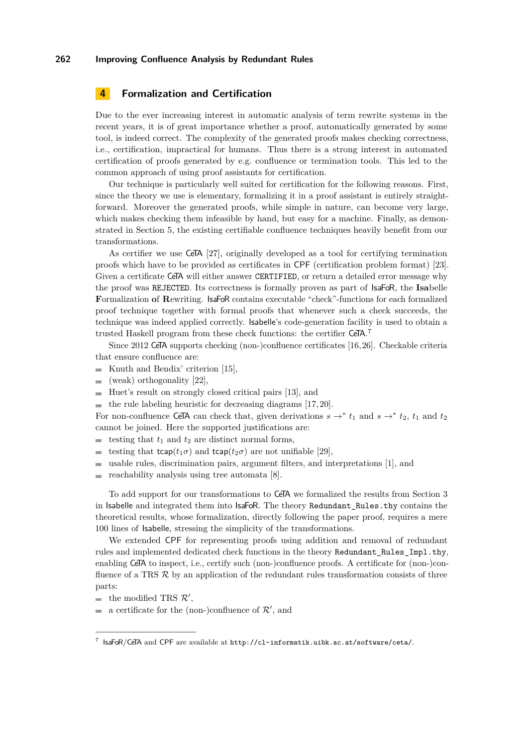## 4 Formalization and Certification

Due to the ever increasing interest in automatic analysis of term rewrite systems in the recent years, it is of great importance whether a proof, automatically generated by some tool, is indeed correct. The complexity of the generated proofs makes checking correctness, i.e., certification, impractical for humans. Thus there is a strong interest in automated certification of proofs generated by e.g. confluence or termination tools. This led to the common approach of using proof assistants for certification.

Our technique is particularly well suited for certification for the following reasons. First, since the theory we use is elementary, formalizing it in a proof assistant is entirely straightforward. Moreover the generated proofs, while simple in nature, can become very large, which makes checking them infeasible by hand, but easy for a machine. Finally, as demonstrated in Section 5, the existing certifiable confluence techniques heavily benefit from our transformations.

As certifier we use CeTA [27], originally developed as a tool for certifying termination proofs which have to be provided as certificates in CPF (certification problem format) [23]. Given a certificate CeTA will either answer `CERTIFIED`, or return a detailed error message why the proof was `REJECTED`. Its correctness is formally proven as part of IsaFoR, the **Isa**belle **F**ormalization **o**f **R**ewriting. IsaFoR contains executable "check"-functions for each formalized proof technique together with formal proofs that whenever such a check succeeds, the technique was indeed applied correctly. Isabelle's code-generation facility is used to obtain a trusted Haskell program from these check functions: the certifier CeTA.[7]

Since 2012 CeTA supports checking (non-)confluence certificates [16,26]. Checkable criteria that ensure confluence are:

- Knuth and Bendix' criterion [15],
- (weak) orthogonality [22],
- Huet's result on strongly closed critical pairs [13], and
- the rule labeling heuristic for decreasing diagrams [17,20].

For non-confluence CeTA can check that, given derivations $s \to^* t_1$ and $s \to^* t_2$, $t_1$ and $t_2$ cannot be joined. Here the supported justifications are:

- testing that $t_1$ and $t_2$ are distinct normal forms,
- testing that $\mathsf{tcap}(t_1\sigma)$ and $\mathsf{tcap}(t_2\sigma)$ are not unifiable [29],
- usable rules, discrimination pairs, argument filters, and interpretations [1], and
- reachability analysis using tree automata [8].

To add support for our transformations to CeTA we formalized the results from Section 3 in Isabelle and integrated them into IsaFoR. The theory `Redundant_Rules.thy` contains the theoretical results, whose formalization, directly following the paper proof, requires a mere 100 lines of Isabelle, stressing the simplicity of the transformations.

We extended CPF for representing proofs using addition and removal of redundant rules and implemented dedicated check functions in the theory `Redundant_Rules_Impl.thy`, enabling CeTA to inspect, i.e., certify such (non-)confluence proofs. A certificate for (non-)confluence of a TRS $\mathcal{R}$ by an application of the redundant rules transformation consists of three parts:

- the modified TRS $\mathcal{R}'$,
- a certificate for the (non-)confluence of $\mathcal{R}'$, and

[7] IsaFoR/CeTA and CPF are available at `http://cl-informatik.uibk.ac.at/software/ceta/`.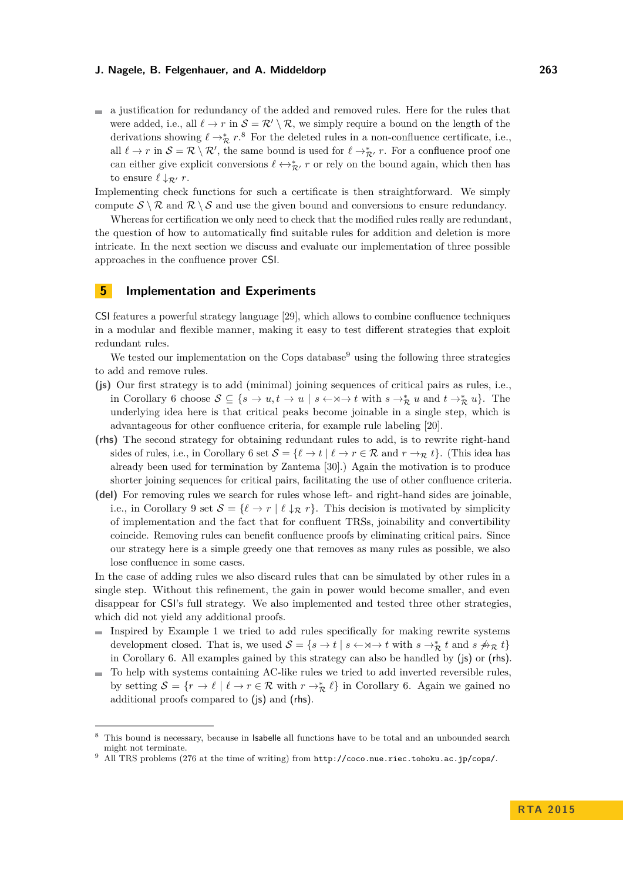- a justification for redundancy of the added and removed rules. Here for the rules that were added, i.e., all $\ell \to r$ in $\mathcal{S} = \mathcal{R}' \setminus \mathcal{R}$, we simply require a bound on the length of the derivations showing $\ell \to_{\mathcal{R}}^* r$.[8] For the deleted rules in a non-confluence certificate, i.e., all $\ell \to r$ in $\mathcal{S} = \mathcal{R} \setminus \mathcal{R}'$, the same bound is used for $\ell \to_{\mathcal{R}'}^* r$. For a confluence proof one can either give explicit conversions $\ell \leftrightarrow_{\mathcal{R}'}^* r$ or rely on the bound again, which then has to ensure $\ell \downarrow_{\mathcal{R}'} r$.

Implementing check functions for such a certificate is then straightforward. We simply compute $\mathcal{S} \setminus \mathcal{R}$ and $\mathcal{R} \setminus \mathcal{S}$ and use the given bound and conversions to ensure redundancy.

Whereas for certification we only need to check that the modified rules really are redundant, the question of how to automatically find suitable rules for addition and deletion is more intricate. In the next section we discuss and evaluate our implementation of three possible approaches in the confluence prover CSI.

## 5 Implementation and Experiments

CSI features a powerful strategy language [29], which allows to combine confluence techniques in a modular and flexible manner, making it easy to test different strategies that exploit redundant rules.

We tested our implementation on the Cops database[9] using the following three strategies to add and remove rules.

**(js)** Our first strategy is to add (minimal) joining sequences of critical pairs as rules, i.e., in Corollary 6 choose $\mathcal{S} \subseteq \{s \to u, t \to u \mid s \leftarrow\!\rtimes\!\to t \text{ with } s \to_{\mathcal{R}}^* u \text{ and } t \to_{\mathcal{R}}^* u\}$. The underlying idea here is that critical peaks become joinable in a single step, which is advantageous for other confluence criteria, for example rule labeling [20].

**(rhs)** The second strategy for obtaining redundant rules to add, is to rewrite right-hand sides of rules, i.e., in Corollary 6 set $\mathcal{S} = \{\ell \to t \mid \ell \to r \in \mathcal{R} \text{ and } r \to_{\mathcal{R}} t\}$. (This idea has already been used for termination by Zantema [30].) Again the motivation is to produce shorter joining sequences for critical pairs, facilitating the use of other confluence criteria.

**(del)** For removing rules we search for rules whose left- and right-hand sides are joinable, i.e., in Corollary 9 set $\mathcal{S} = \{\ell \to r \mid \ell \downarrow_{\mathcal{R}} r\}$. This decision is motivated by simplicity of implementation and the fact that for confluent TRSs, joinability and convertibility coincide. Removing rules can benefit confluence proofs by eliminating critical pairs. Since our strategy here is a simple greedy one that removes as many rules as possible, we also lose confluence in some cases.

In the case of adding rules we also discard rules that can be simulated by other rules in a single step. Without this refinement, the gain in power would become smaller, and even disappear for CSI's full strategy. We also implemented and tested three other strategies, which did not yield any additional proofs.

- Inspired by Example 1 we tried to add rules specifically for making rewrite systems development closed. That is, we used $\mathcal{S} = \{s \to t \mid s \leftarrow\!\rtimes\!\to t \text{ with } s \to_{\mathcal{R}}^* t \text{ and } s \not\to\!\!\!\!\!\!\to_{\mathcal{R}} t\}$ in Corollary 6. All examples gained by this strategy can also be handled by (js) or (rhs).
- To help with systems containing AC-like rules we tried to add inverted reversible rules, by setting $\mathcal{S} = \{r \to \ell \mid \ell \to r \in \mathcal{R} \text{ with } r \to_{\mathcal{R}}^* \ell\}$ in Corollary 6. Again we gained no additional proofs compared to (js) and (rhs).

---

[8] This bound is necessary, because in Isabelle all functions have to be total and an unbounded search might not terminate.

[9] All TRS problems (276 at the time of writing) from `http://coco.nue.riec.tohoku.ac.jp/cops/`.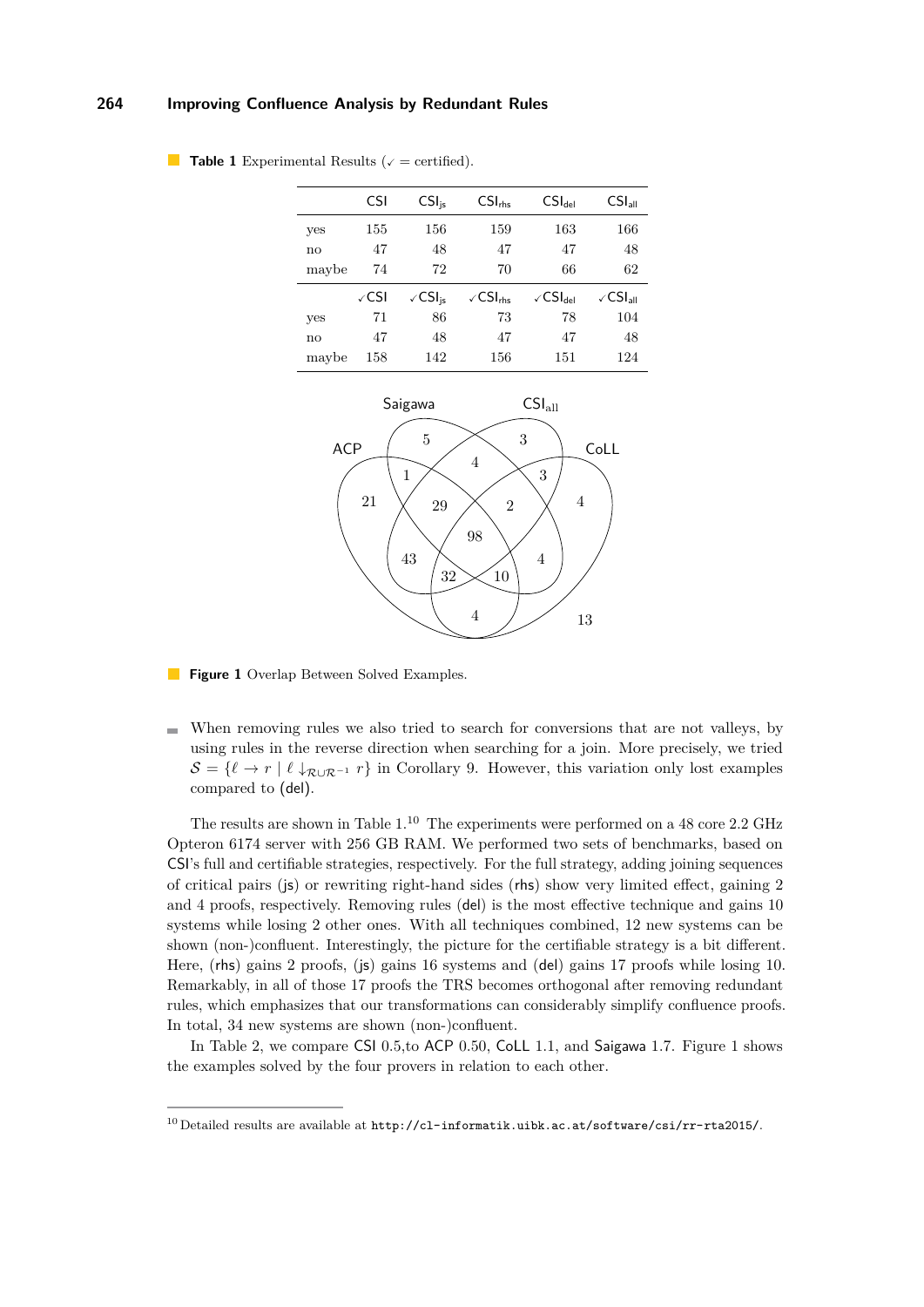**Table 1** Experimental Results (✓ = certified).

| | CSI | $\text{CSI}_{\text{js}}$ | $\text{CSI}_{\text{rhs}}$ | $\text{CSI}_{\text{del}}$ | $\text{CSI}_{\text{all}}$ |
|---|---|---|---|---|---|
| yes | 155 | 156 | 159 | 163 | 166 |
| no | 47 | 48 | 47 | 47 | 48 |
| maybe | 74 | 72 | 70 | 66 | 62 |
| | ✓CSI | ✓$\text{CSI}_{\text{js}}$ | ✓$\text{CSI}_{\text{rhs}}$ | ✓$\text{CSI}_{\text{del}}$ | ✓$\text{CSI}_{\text{all}}$ |
| yes | 71 | 86 | 73 | 78 | 104 |
| no | 47 | 48 | 47 | 47 | 48 |
| maybe | 158 | 142 | 156 | 151 | 124 |

**Figure 1** Overlap Between Solved Examples.

- When removing rules we also tried to search for conversions that are not valleys, by using rules in the reverse direction when searching for a join. More precisely, we tried $\mathcal{S} = \{\ell \to r \mid \ell \downarrow_{\mathcal{R}\cup\mathcal{R}^{-1}} r\}$ in Corollary 9. However, this variation only lost examples compared to (del).

The results are shown in Table 1.[10] The experiments were performed on a 48 core 2.2 GHz Opteron 6174 server with 256 GB RAM. We performed two sets of benchmarks, based on CSI's full and certifiable strategies, respectively. For the full strategy, adding joining sequences of critical pairs (js) or rewriting right-hand sides (rhs) show very limited effect, gaining 2 and 4 proofs, respectively. Removing rules (del) is the most effective technique and gains 10 systems while losing 2 other ones. With all techniques combined, 12 new systems can be shown (non-)confluent. Interestingly, the picture for the certifiable strategy is a bit different. Here, (rhs) gains 2 proofs, (js) gains 16 systems and (del) gains 17 proofs while losing 10. Remarkably, in all of those 17 proofs the TRS becomes orthogonal after removing redundant rules, which emphasizes that our transformations can considerably simplify confluence proofs. In total, 34 new systems are shown (non-)confluent.

In Table 2, we compare CSI 0.5,to ACP 0.50, CoLL 1.1, and Saigawa 1.7. Figure 1 shows the examples solved by the four provers in relation to each other.

[10] Detailed results are available at `http://cl-informatik.uibk.ac.at/software/csi/rr-rta2015/`.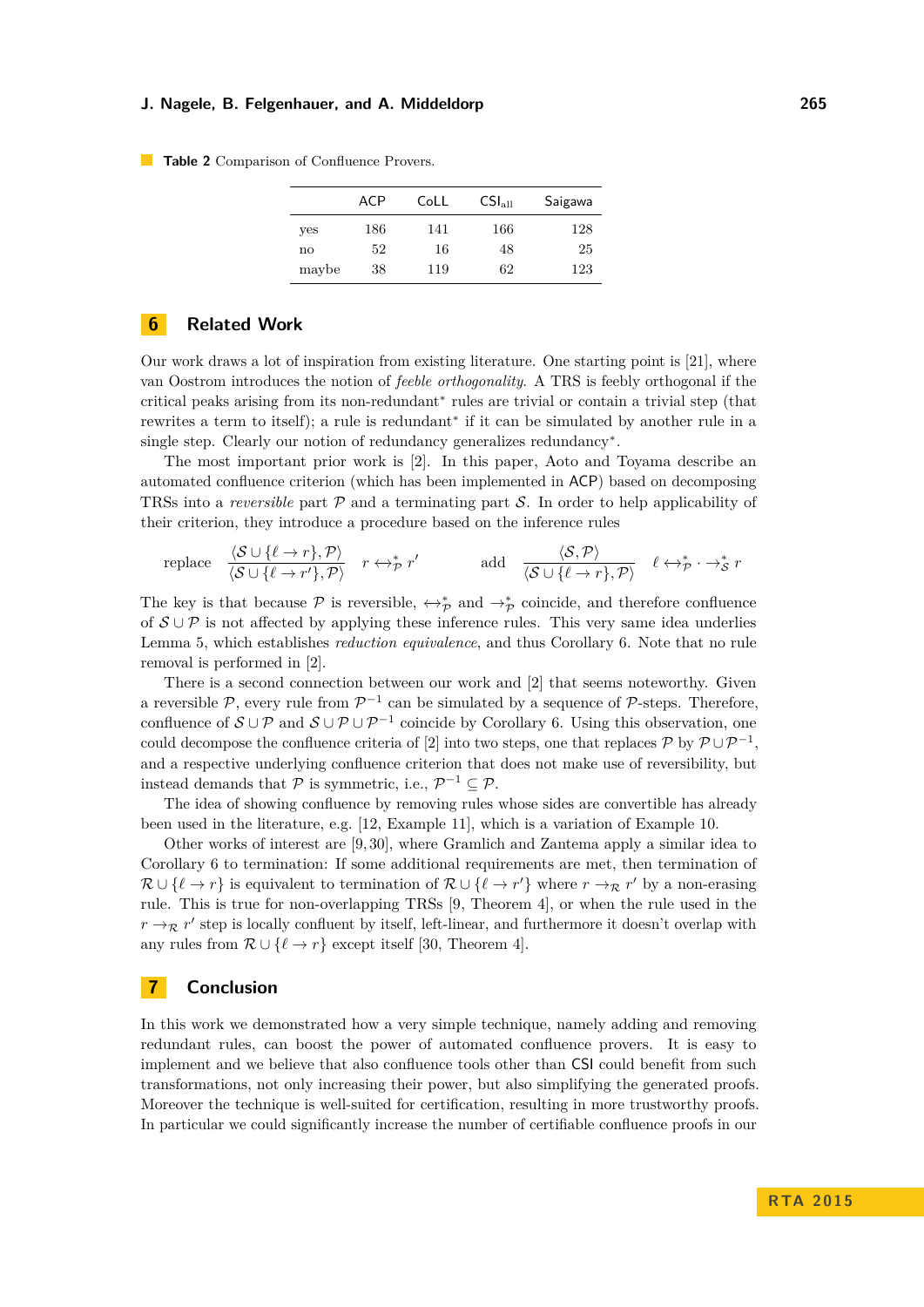**Table 2** Comparison of Confluence Provers.

| | ACP | CoLL | $\mathsf{CSI}_{\text{all}}$ | Saigawa |
|---|---|---|---|---|
| yes | 186 | 141 | 166 | 128 |
| no | 52 | 16 | 48 | 25 |
| maybe | 38 | 119 | 62 | 123 |

## 6 Related Work

Our work draws a lot of inspiration from existing literature. One starting point is [21], where van Oostrom introduces the notion of *feeble orthogonality*. A TRS is feebly orthogonal if the critical peaks arising from its non-redundant$^*$ rules are trivial or contain a trivial step (that rewrites a term to itself); a rule is redundant$^*$ if it can be simulated by another rule in a single step. Clearly our notion of redundancy generalizes redundancy$^*$.

The most important prior work is [2]. In this paper, Aoto and Toyama describe an automated confluence criterion (which has been implemented in ACP) based on decomposing TRSs into a *reversible* part $\mathcal{P}$ and a terminating part $\mathcal{S}$. In order to help applicability of their criterion, they introduce a procedure based on the inference rules

$$\text{replace} \quad \frac{\langle \mathcal{S} \cup \{\ell \to r\}, \mathcal{P}\rangle}{\langle \mathcal{S} \cup \{\ell \to r'\}, \mathcal{P}\rangle} \quad r \leftrightarrow^*_{\mathcal{P}} r' \qquad\qquad \text{add} \quad \frac{\langle \mathcal{S}, \mathcal{P}\rangle}{\langle \mathcal{S} \cup \{\ell \to r\}, \mathcal{P}\rangle} \quad \ell \leftrightarrow^*_{\mathcal{P}} \cdot \to^*_{\mathcal{S}} r$$

The key is that because $\mathcal{P}$ is reversible, $\leftrightarrow^*_{\mathcal{P}}$ and $\to^*_{\mathcal{P}}$ coincide, and therefore confluence of $\mathcal{S} \cup \mathcal{P}$ is not affected by applying these inference rules. This very same idea underlies Lemma 5, which establishes *reduction equivalence*, and thus Corollary 6. Note that no rule removal is performed in [2].

There is a second connection between our work and [2] that seems noteworthy. Given a reversible $\mathcal{P}$, every rule from $\mathcal{P}^{-1}$ can be simulated by a sequence of $\mathcal{P}$-steps. Therefore, confluence of $\mathcal{S} \cup \mathcal{P}$ and $\mathcal{S} \cup \mathcal{P} \cup \mathcal{P}^{-1}$ coincide by Corollary 6. Using this observation, one could decompose the confluence criteria of [2] into two steps, one that replaces $\mathcal{P}$ by $\mathcal{P} \cup \mathcal{P}^{-1}$, and a respective underlying confluence criterion that does not make use of reversibility, but instead demands that $\mathcal{P}$ is symmetric, i.e., $\mathcal{P}^{-1} \subseteq \mathcal{P}$.

The idea of showing confluence by removing rules whose sides are convertible has already been used in the literature, e.g. [12, Example 11], which is a variation of Example 10.

Other works of interest are [9, 30], where Gramlich and Zantema apply a similar idea to Corollary 6 to termination: If some additional requirements are met, then termination of $\mathcal{R} \cup \{\ell \to r\}$ is equivalent to termination of $\mathcal{R} \cup \{\ell \to r'\}$ where $r \to_{\mathcal{R}} r'$ by a non-erasing rule. This is true for non-overlapping TRSs [9, Theorem 4], or when the rule used in the $r \to_{\mathcal{R}} r'$ step is locally confluent by itself, left-linear, and furthermore it doesn't overlap with any rules from $\mathcal{R} \cup \{\ell \to r\}$ except itself [30, Theorem 4].

## 7 Conclusion

In this work we demonstrated how a very simple technique, namely adding and removing redundant rules, can boost the power of automated confluence provers. It is easy to implement and we believe that also confluence tools other than CSI could benefit from such transformations, not only increasing their power, but also simplifying the generated proofs. Moreover the technique is well-suited for certification, resulting in more trustworthy proofs. In particular we could significantly increase the number of certifiable confluence proofs in our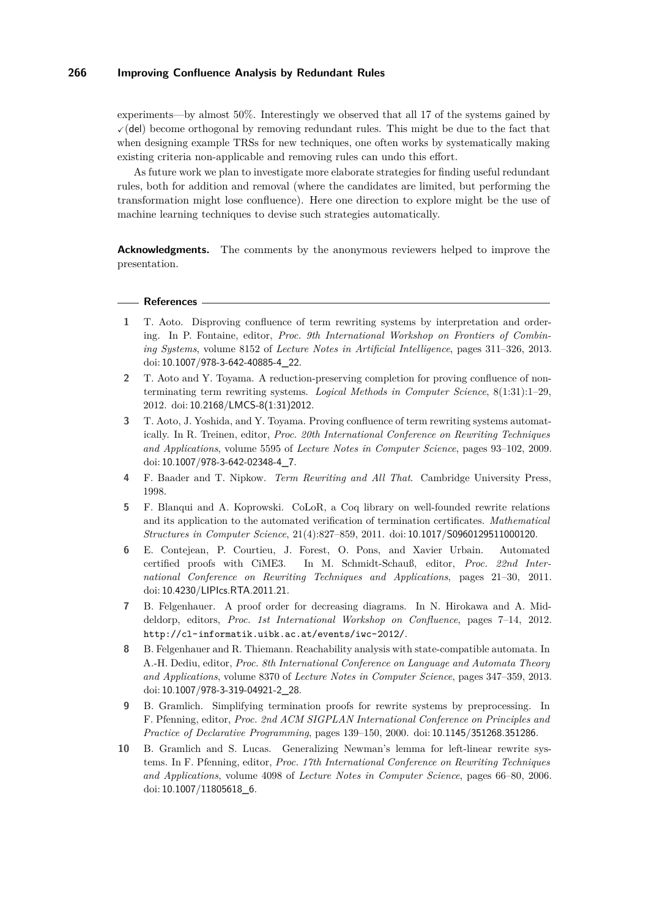experiments—by almost 50%. Interestingly we observed that all 17 of the systems gained by ✓(del) become orthogonal by removing redundant rules. This might be due to the fact that when designing example TRSs for new techniques, one often works by systematically making existing criteria non-applicable and removing rules can undo this effort.

As future work we plan to investigate more elaborate strategies for finding useful redundant rules, both for addition and removal (where the candidates are limited, but performing the transformation might lose confluence). Here one direction to explore might be the use of machine learning techniques to devise such strategies automatically.

**Acknowledgments.** The comments by the anonymous reviewers helped to improve the presentation.

## References

1. T. Aoto. Disproving confluence of term rewriting systems by interpretation and ordering. In P. Fontaine, editor, *Proc. 9th International Workshop on Frontiers of Combining Systems*, volume 8152 of *Lecture Notes in Artificial Intelligence*, pages 311–326, 2013. doi: 10.1007/978-3-642-40885-4_22.
2. T. Aoto and Y. Toyama. A reduction-preserving completion for proving confluence of non-terminating term rewriting systems. *Logical Methods in Computer Science*, 8(1:31):1–29, 2012. doi: 10.2168/LMCS-8(1:31)2012.
3. T. Aoto, J. Yoshida, and Y. Toyama. Proving confluence of term rewriting systems automatically. In R. Treinen, editor, *Proc. 20th International Conference on Rewriting Techniques and Applications*, volume 5595 of *Lecture Notes in Computer Science*, pages 93–102, 2009. doi: 10.1007/978-3-642-02348-4_7.
4. F. Baader and T. Nipkow. *Term Rewriting and All That*. Cambridge University Press, 1998.
5. F. Blanqui and A. Koprowski. CoLoR, a Coq library on well-founded rewrite relations and its application to the automated verification of termination certificates. *Mathematical Structures in Computer Science*, 21(4):827–859, 2011. doi: 10.1017/S0960129511000120.
6. E. Contejean, P. Courtieu, J. Forest, O. Pons, and Xavier Urbain. Automated certified proofs with CiME3. In M. Schmidt-Schauß, editor, *Proc. 22nd International Conference on Rewriting Techniques and Applications*, pages 21–30, 2011. doi: 10.4230/LIPIcs.RTA.2011.21.
7. B. Felgenhauer. A proof order for decreasing diagrams. In N. Hirokawa and A. Middeldorp, editors, *Proc. 1st International Workshop on Confluence*, pages 7–14, 2012. http://cl-informatik.uibk.ac.at/events/iwc-2012/.
8. B. Felgenhauer and R. Thiemann. Reachability analysis with state-compatible automata. In A.-H. Dediu, editor, *Proc. 8th International Conference on Language and Automata Theory and Applications*, volume 8370 of *Lecture Notes in Computer Science*, pages 347–359, 2013. doi: 10.1007/978-3-319-04921-2_28.
9. B. Gramlich. Simplifying termination proofs for rewrite systems by preprocessing. In F. Pfenning, editor, *Proc. 2nd ACM SIGPLAN International Conference on Principles and Practice of Declarative Programming*, pages 139–150, 2000. doi: 10.1145/351268.351286.
10. B. Gramlich and S. Lucas. Generalizing Newman's lemma for left-linear rewrite systems. In F. Pfenning, editor, *Proc. 17th International Conference on Rewriting Techniques and Applications*, volume 4098 of *Lecture Notes in Computer Science*, pages 66–80, 2006. doi: 10.1007/11805618_6.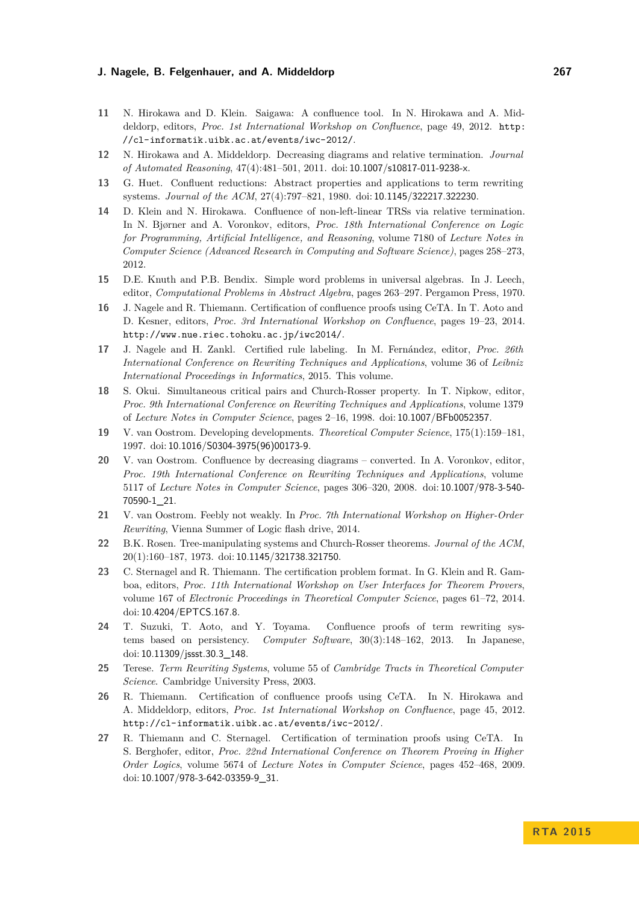11 N. Hirokawa and D. Klein. Saigawa: A confluence tool. In N. Hirokawa and A. Middeldorp, editors, *Proc. 1st International Workshop on Confluence*, page 49, 2012. http://cl-informatik.uibk.ac.at/events/iwc-2012/.

12 N. Hirokawa and A. Middeldorp. Decreasing diagrams and relative termination. *Journal of Automated Reasoning*, 47(4):481–501, 2011. doi: 10.1007/s10817-011-9238-x.

13 G. Huet. Confluent reductions: Abstract properties and applications to term rewriting systems. *Journal of the ACM*, 27(4):797–821, 1980. doi: 10.1145/322217.322230.

14 D. Klein and N. Hirokawa. Confluence of non-left-linear TRSs via relative termination. In N. Bjørner and A. Voronkov, editors, *Proc. 18th International Conference on Logic for Programming, Artificial Intelligence, and Reasoning*, volume 7180 of *Lecture Notes in Computer Science (Advanced Research in Computing and Software Science)*, pages 258–273, 2012.

15 D.E. Knuth and P.B. Bendix. Simple word problems in universal algebras. In J. Leech, editor, *Computational Problems in Abstract Algebra*, pages 263–297. Pergamon Press, 1970.

16 J. Nagele and R. Thiemann. Certification of confluence proofs using CeTA. In T. Aoto and D. Kesner, editors, *Proc. 3rd International Workshop on Confluence*, pages 19–23, 2014. http://www.nue.riec.tohoku.ac.jp/iwc2014/.

17 J. Nagele and H. Zankl. Certified rule labeling. In M. Fernández, editor, *Proc. 26th International Conference on Rewriting Techniques and Applications*, volume 36 of *Leibniz International Proceedings in Informatics*, 2015. This volume.

18 S. Okui. Simultaneous critical pairs and Church-Rosser property. In T. Nipkow, editor, *Proc. 9th International Conference on Rewriting Techniques and Applications*, volume 1379 of *Lecture Notes in Computer Science*, pages 2–16, 1998. doi: 10.1007/BFb0052357.

19 V. van Oostrom. Developing developments. *Theoretical Computer Science*, 175(1):159–181, 1997. doi: 10.1016/S0304-3975(96)00173-9.

20 V. van Oostrom. Confluence by decreasing diagrams – converted. In A. Voronkov, editor, *Proc. 19th International Conference on Rewriting Techniques and Applications*, volume 5117 of *Lecture Notes in Computer Science*, pages 306–320, 2008. doi: 10.1007/978-3-540-70590-1_21.

21 V. van Oostrom. Feebly not weakly. In *Proc. 7th International Workshop on Higher-Order Rewriting*, Vienna Summer of Logic flash drive, 2014.

22 B.K. Rosen. Tree-manipulating systems and Church-Rosser theorems. *Journal of the ACM*, 20(1):160–187, 1973. doi: 10.1145/321738.321750.

23 C. Sternagel and R. Thiemann. The certification problem format. In G. Klein and R. Gamboa, editors, *Proc. 11th International Workshop on User Interfaces for Theorem Provers*, volume 167 of *Electronic Proceedings in Theoretical Computer Science*, pages 61–72, 2014. doi: 10.4204/EPTCS.167.8.

24 T. Suzuki, T. Aoto, and Y. Toyama. Confluence proofs of term rewriting systems based on persistency. *Computer Software*, 30(3):148–162, 2013. In Japanese, doi: 10.11309/jssst.30.3_148.

25 Terese. *Term Rewriting Systems*, volume 55 of *Cambridge Tracts in Theoretical Computer Science*. Cambridge University Press, 2003.

26 R. Thiemann. Certification of confluence proofs using CeTA. In N. Hirokawa and A. Middeldorp, editors, *Proc. 1st International Workshop on Confluence*, page 45, 2012. http://cl-informatik.uibk.ac.at/events/iwc-2012/.

27 R. Thiemann and C. Sternagel. Certification of termination proofs using CeTA. In S. Berghofer, editor, *Proc. 22nd International Conference on Theorem Proving in Higher Order Logics*, volume 5674 of *Lecture Notes in Computer Science*, pages 452–468, 2009. doi: 10.1007/978-3-642-03359-9_31.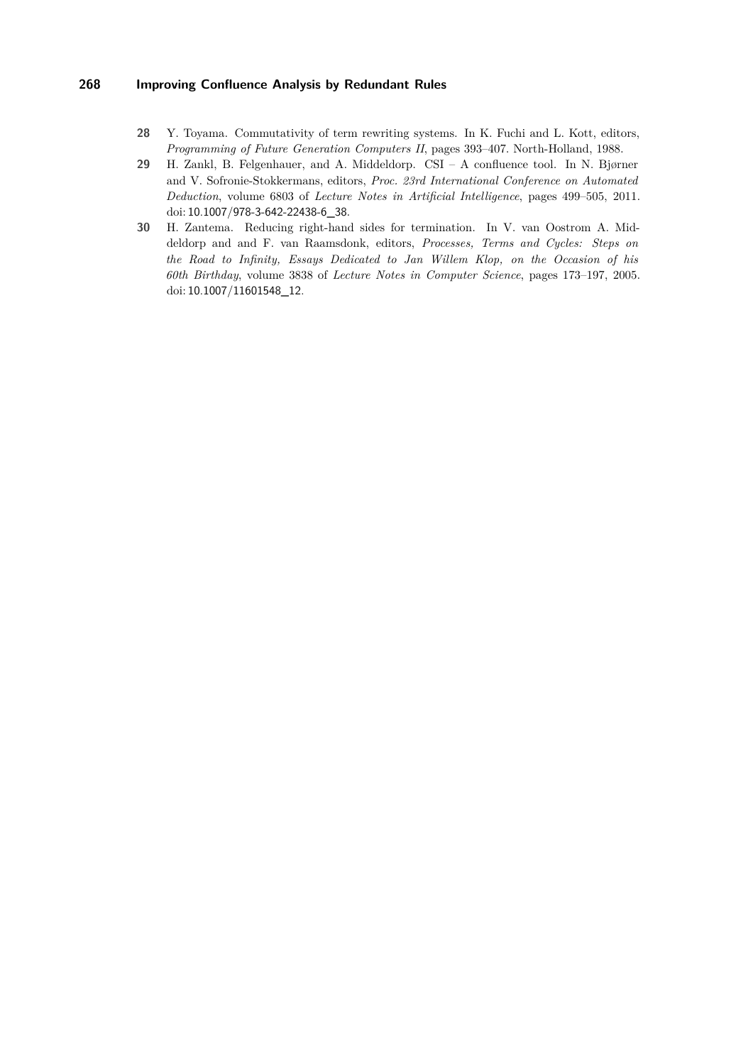**28** Y. Toyama. Commutativity of term rewriting systems. In K. Fuchi and L. Kott, editors, *Programming of Future Generation Computers II*, pages 393–407. North-Holland, 1988.

**29** H. Zankl, B. Felgenhauer, and A. Middeldorp. CSI – A confluence tool. In N. Bjørner and V. Sofronie-Stokkermans, editors, *Proc. 23rd International Conference on Automated Deduction*, volume 6803 of *Lecture Notes in Artificial Intelligence*, pages 499–505, 2011. doi: 10.1007/978-3-642-22438-6_38.

**30** H. Zantema. Reducing right-hand sides for termination. In V. van Oostrom A. Middeldorp and and F. van Raamsdonk, editors, *Processes, Terms and Cycles: Steps on the Road to Infinity, Essays Dedicated to Jan Willem Klop, on the Occasion of his 60th Birthday*, volume 3838 of *Lecture Notes in Computer Science*, pages 173–197, 2005. doi: 10.1007/11601548_12.